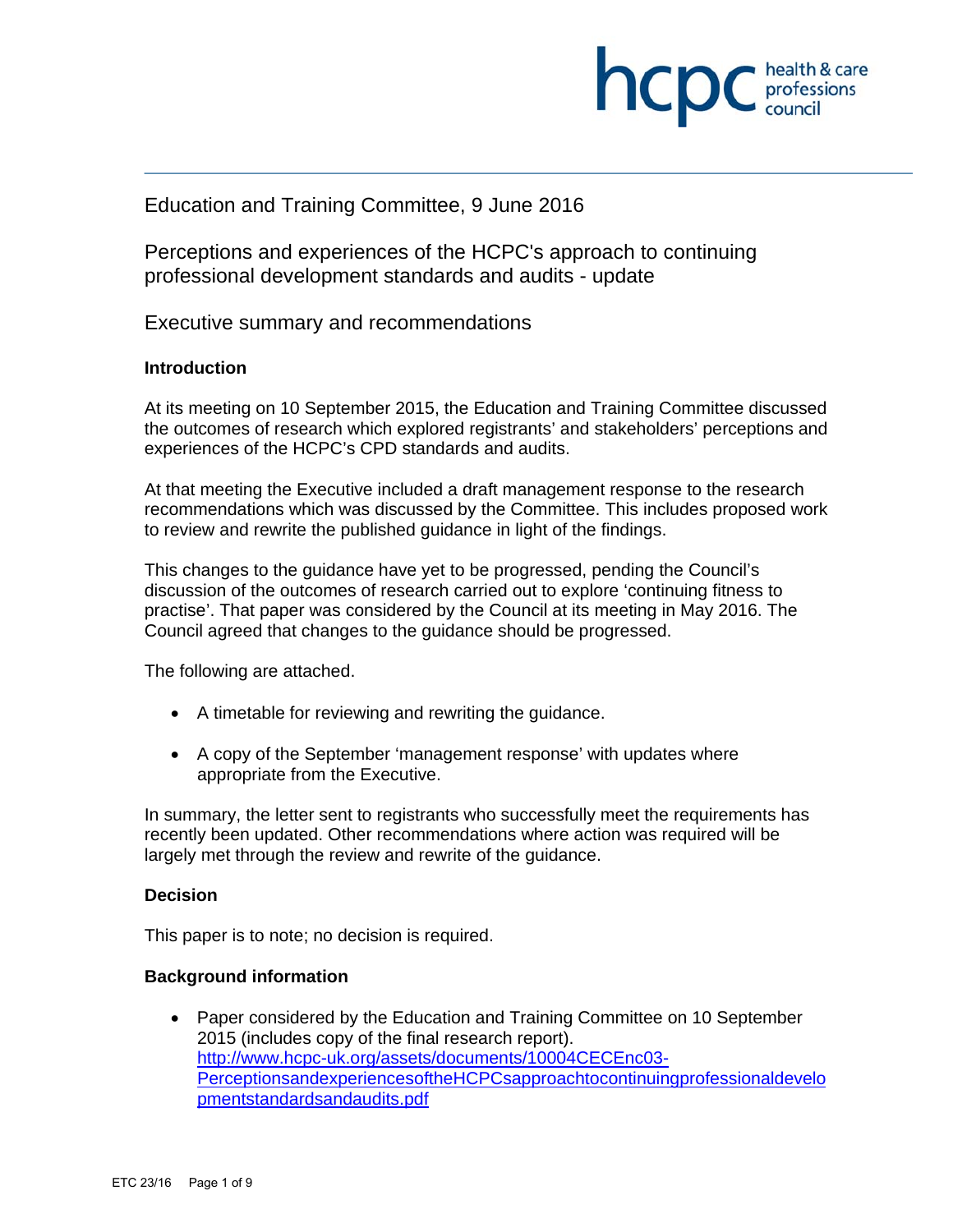Education and Training Committee, 9 June 2016

# Perceptions and experiences of the HCPC's approach to continuing professional development standards and audits - update

## Executive summary and recommendations

### Introduction

At its meeting on 10 September 2015, the Education and Training Committee discussed the outcomes of research which explored registrants' and stakeholders' perceptions and experiences of the HCPC's CPD standards and audits.

At that meeting the Executive included a draft management response to the research recommendations which was discussed by the Committee. This includes proposed work to review and rewrite the published guidance in light of the findings.

This changes to the guidance have yet to be progressed, pending the Council's discussion of the outcomes of research carried out to explore 'continuing fitness to practise'. That paper was considered by the Council at its meeting in May 2016. The Council agreed that changes to the guidance should be progressed.

The following are attached.

- A timetable for reviewing and rewriting the guidance.
- A copy of the September 'management response' with updates where appropriate from the Executive.

In summary, the letter sent to registrants who successfully meet the requirements has recently been updated. Other recommendations where action was required will be largely met through the review and rewrite of the guidance.

### Decision

This paper is to note; no decision is required.

### Background information

- Paper considered by the Education and Training Committee on 10 September 2015 (includes copy of the final research report). [http://www.hcpc-uk.org/assets/documents/10004CECEnc03-PerceptionsandexperiencesoftheHCPCsapproachtocontinuingprofessionaldevelopmentstandardsandaudits.pdf](http://www.hcpc-uk.org/assets/documents/10004CECEnc03-PerceptionsandexperiencesoftheHCPCsapproachtocontinuingprofessionaldevelopmentstandardsandaudits.pdf)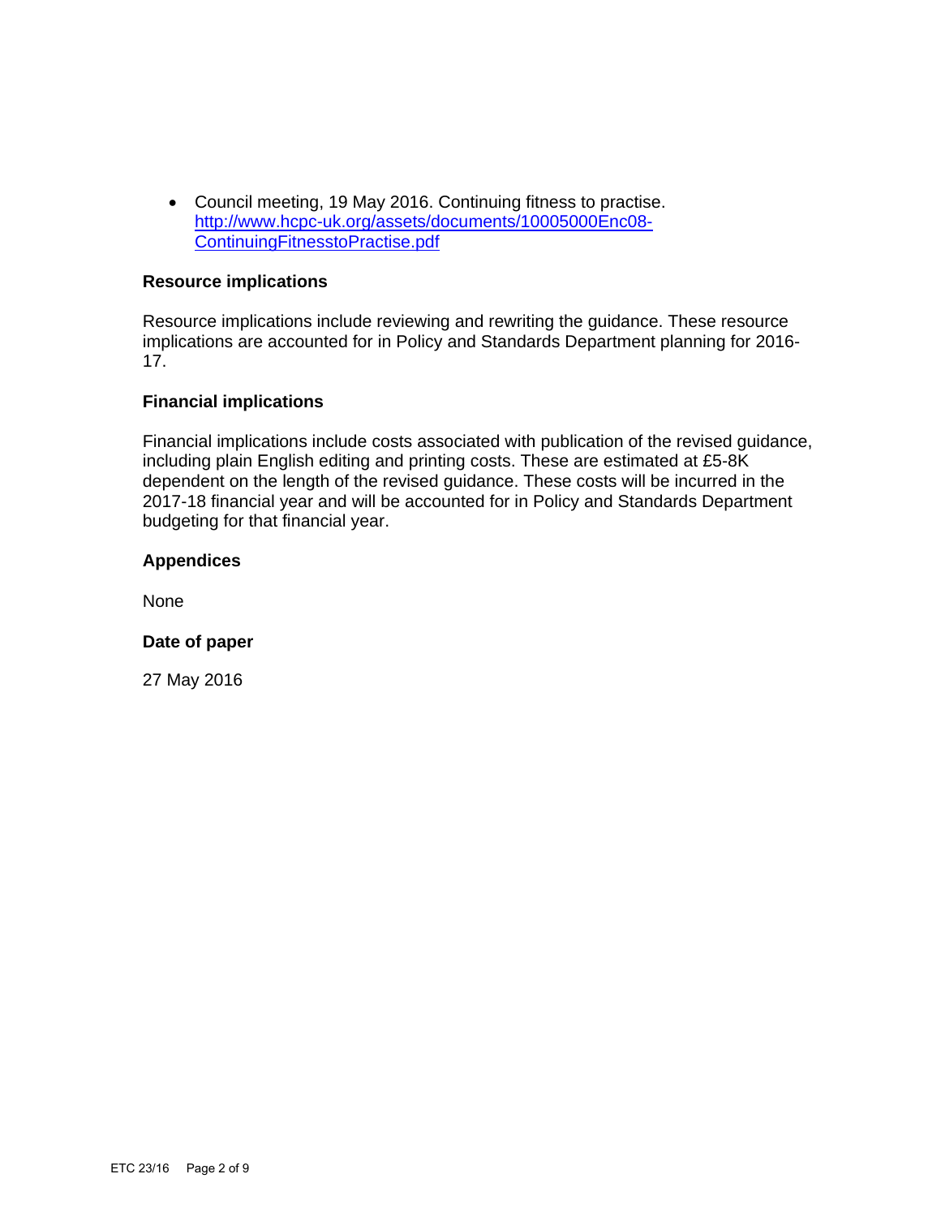- Council meeting, 19 May 2016. Continuing fitness to practise. [http://www.hcpc-uk.org/assets/documents/10005000Enc08-ContinuingFitnesstoPractise.pdf](http://www.hcpc-uk.org/assets/documents/10005000Enc08-ContinuingFitnesstoPractise.pdf)

**Resource implications**

Resource implications include reviewing and rewriting the guidance. These resource implications are accounted for in Policy and Standards Department planning for 2016-17.

**Financial implications**

Financial implications include costs associated with publication of the revised guidance, including plain English editing and printing costs. These are estimated at £5-8K dependent on the length of the revised guidance. These costs will be incurred in the 2017-18 financial year and will be accounted for in Policy and Standards Department budgeting for that financial year.

**Appendices**

None

**Date of paper**

27 May 2016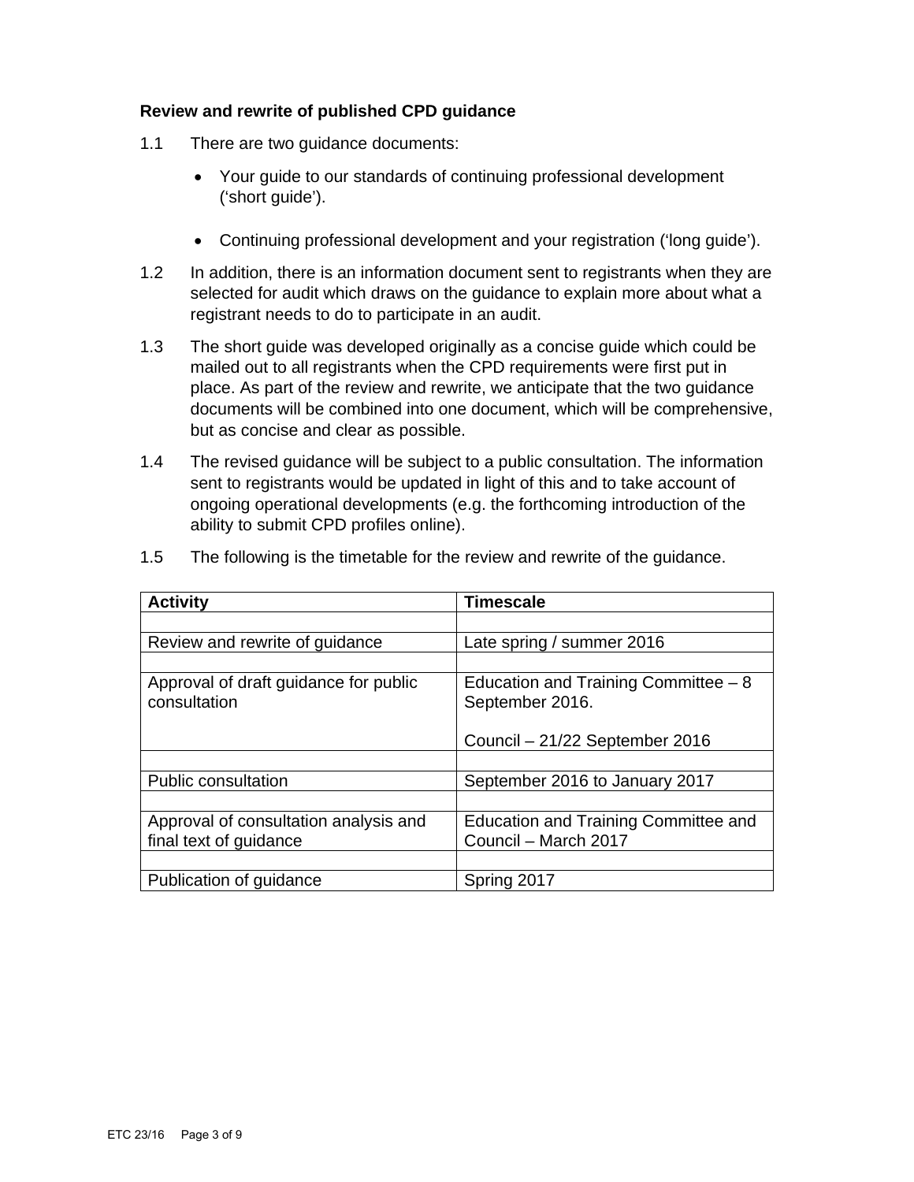**Review and rewrite of published CPD guidance**

1.1 There are two guidance documents:

- Your guide to our standards of continuing professional development ('short guide').
- Continuing professional development and your registration ('long guide').

1.2 In addition, there is an information document sent to registrants when they are selected for audit which draws on the guidance to explain more about what a registrant needs to do to participate in an audit.

1.3 The short guide was developed originally as a concise guide which could be mailed out to all registrants when the CPD requirements were first put in place. As part of the review and rewrite, we anticipate that the two guidance documents will be combined into one document, which will be comprehensive, but as concise and clear as possible.

1.4 The revised guidance will be subject to a public consultation. The information sent to registrants would be updated in light of this and to take account of ongoing operational developments (e.g. the forthcoming introduction of the ability to submit CPD profiles online).

1.5 The following is the timetable for the review and rewrite of the guidance.

| Activity | Timescale |
|---|---|
| Review and rewrite of guidance | Late spring / summer 2016 |
| Approval of draft guidance for public consultation | Education and Training Committee – 8 September 2016.<br><br>Council – 21/22 September 2016 |
| Public consultation | September 2016 to January 2017 |
| Approval of consultation analysis and final text of guidance | Education and Training Committee and Council – March 2017 |
| Publication of guidance | Spring 2017 |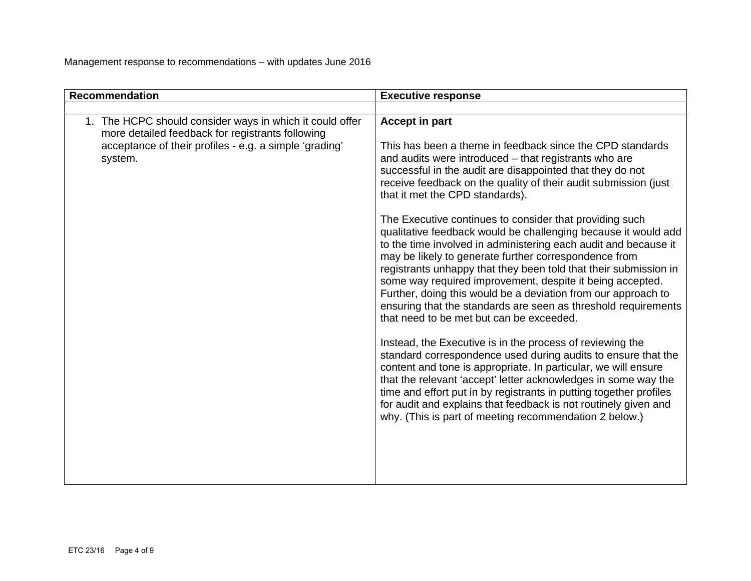Management response to recommendations – with updates June 2016

| Recommendation | Executive response |
|---|---|
| | |
| 1. The HCPC should consider ways in which it could offer more detailed feedback for registrants following acceptance of their profiles - e.g. a simple 'grading' system. | **Accept in part**<br><br>This has been a theme in feedback since the CPD standards and audits were introduced – that registrants who are successful in the audit are disappointed that they do not receive feedback on the quality of their audit submission (just that it met the CPD standards).<br><br>The Executive continues to consider that providing such qualitative feedback would be challenging because it would add to the time involved in administering each audit and because it may be likely to generate further correspondence from registrants unhappy that they been told that their submission in some way required improvement, despite it being accepted. Further, doing this would be a deviation from our approach to ensuring that the standards are seen as threshold requirements that need to be met but can be exceeded.<br><br>Instead, the Executive is in the process of reviewing the standard correspondence used during audits to ensure that the content and tone is appropriate. In particular, we will ensure that the relevant 'accept' letter acknowledges in some way the time and effort put in by registrants in putting together profiles for audit and explains that feedback is not routinely given and why. (This is part of meeting recommendation 2 below.) |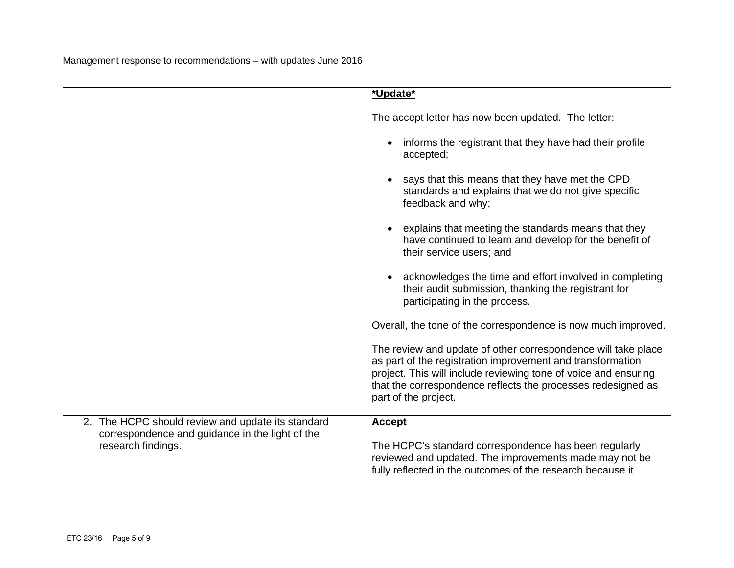Management response to recommendations – with updates June 2016

| | |
|---|---|
| | **\*Update\***<br><br>The accept letter has now been updated. The letter:<br><br>• informs the registrant that they have had their profile accepted;<br><br>• says that this means that they have met the CPD standards and explains that we do not give specific feedback and why;<br><br>• explains that meeting the standards means that they have continued to learn and develop for the benefit of their service users; and<br><br>• acknowledges the time and effort involved in completing their audit submission, thanking the registrant for participating in the process.<br><br>Overall, the tone of the correspondence is now much improved.<br><br>The review and update of other correspondence will take place as part of the registration improvement and transformation project. This will include reviewing tone of voice and ensuring that the correspondence reflects the processes redesigned as part of the project. |
| 2. The HCPC should review and update its standard correspondence and guidance in the light of the research findings. | **Accept**<br><br>The HCPC's standard correspondence has been regularly reviewed and updated. The improvements made may not be fully reflected in the outcomes of the research because it |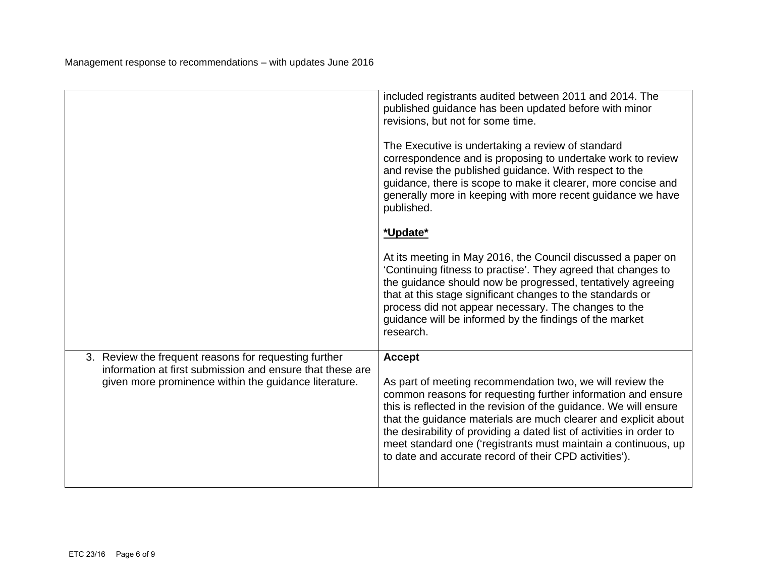Management response to recommendations – with updates June 2016

| | |
|---|---|
| | included registrants audited between 2011 and 2014. The published guidance has been updated before with minor revisions, but not for some time.<br><br>The Executive is undertaking a review of standard correspondence and is proposing to undertake work to review and revise the published guidance. With respect to the guidance, there is scope to make it clearer, more concise and generally more in keeping with more recent guidance we have published.<br><br>**\*Update\***<br><br>At its meeting in May 2016, the Council discussed a paper on 'Continuing fitness to practise'. They agreed that changes to the guidance should now be progressed, tentatively agreeing that at this stage significant changes to the standards or process did not appear necessary. The changes to the guidance will be informed by the findings of the market research. |
| 3. Review the frequent reasons for requesting further information at first submission and ensure that these are given more prominence within the guidance literature. | **Accept**<br><br>As part of meeting recommendation two, we will review the common reasons for requesting further information and ensure this is reflected in the revision of the guidance. We will ensure that the guidance materials are much clearer and explicit about the desirability of providing a dated list of activities in order to meet standard one ('registrants must maintain a continuous, up to date and accurate record of their CPD activities'). |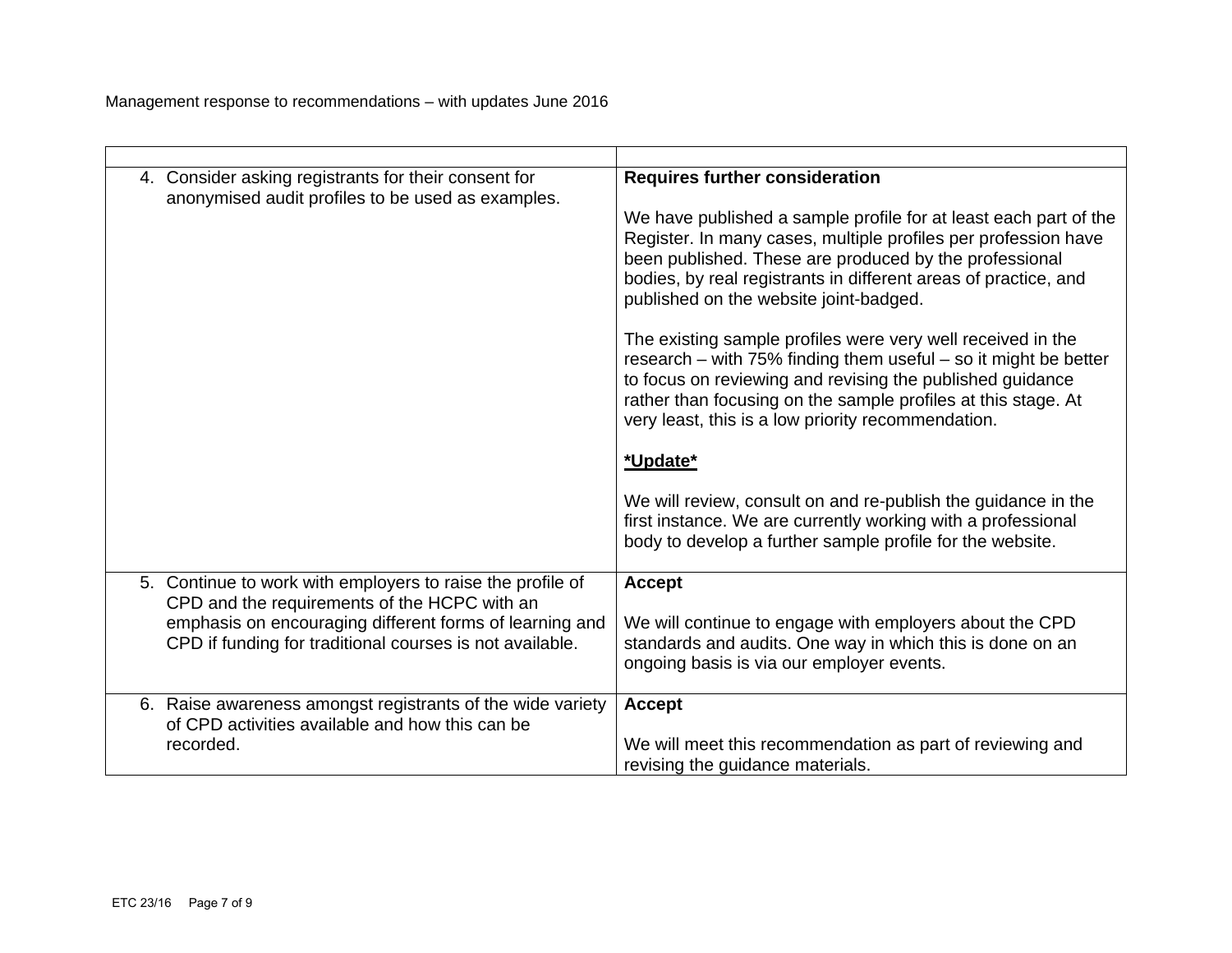Management response to recommendations – with updates June 2016

| | |
|---|---|
| 4. Consider asking registrants for their consent for anonymised audit profiles to be used as examples. | **Requires further consideration**<br><br>We have published a sample profile for at least each part of the Register. In many cases, multiple profiles per profession have been published. These are produced by the professional bodies, by real registrants in different areas of practice, and published on the website joint-badged.<br><br>The existing sample profiles were very well received in the research – with 75% finding them useful – so it might be better to focus on reviewing and revising the published guidance rather than focusing on the sample profiles at this stage. At very least, this is a low priority recommendation.<br><br>**<u>*Update*</u>**<br><br>We will review, consult on and re-publish the guidance in the first instance. We are currently working with a professional body to develop a further sample profile for the website. |
| 5. Continue to work with employers to raise the profile of CPD and the requirements of the HCPC with an emphasis on encouraging different forms of learning and CPD if funding for traditional courses is not available. | **Accept**<br><br>We will continue to engage with employers about the CPD standards and audits. One way in which this is done on an ongoing basis is via our employer events. |
| 6. Raise awareness amongst registrants of the wide variety of CPD activities available and how this can be recorded. | **Accept**<br><br>We will meet this recommendation as part of reviewing and revising the guidance materials. |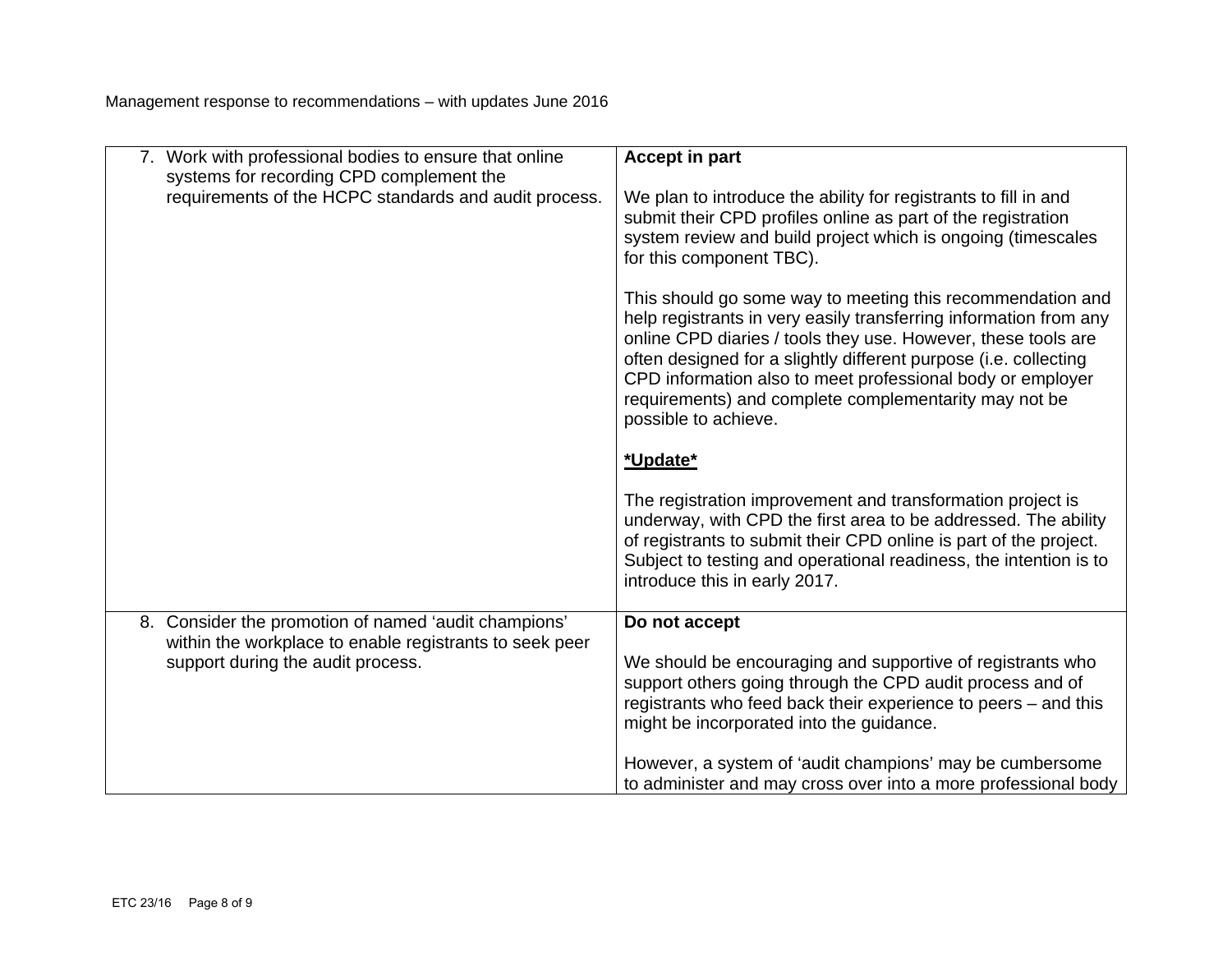Management response to recommendations – with updates June 2016

| | |
|---|---|
| 7. Work with professional bodies to ensure that online systems for recording CPD complement the requirements of the HCPC standards and audit process. | **Accept in part**<br><br>We plan to introduce the ability for registrants to fill in and submit their CPD profiles online as part of the registration system review and build project which is ongoing (timescales for this component TBC).<br><br>This should go some way to meeting this recommendation and help registrants in very easily transferring information from any online CPD diaries / tools they use. However, these tools are often designed for a slightly different purpose (i.e. collecting CPD information also to meet professional body or employer requirements) and complete complementarity may not be possible to achieve.<br><br>**<u>*Update*</u>**<br><br>The registration improvement and transformation project is underway, with CPD the first area to be addressed. The ability of registrants to submit their CPD online is part of the project. Subject to testing and operational readiness, the intention is to introduce this in early 2017. |
| 8. Consider the promotion of named 'audit champions' within the workplace to enable registrants to seek peer support during the audit process. | **Do not accept**<br><br>We should be encouraging and supportive of registrants who support others going through the CPD audit process and of registrants who feed back their experience to peers – and this might be incorporated into the guidance.<br><br>However, a system of 'audit champions' may be cumbersome to administer and may cross over into a more professional body |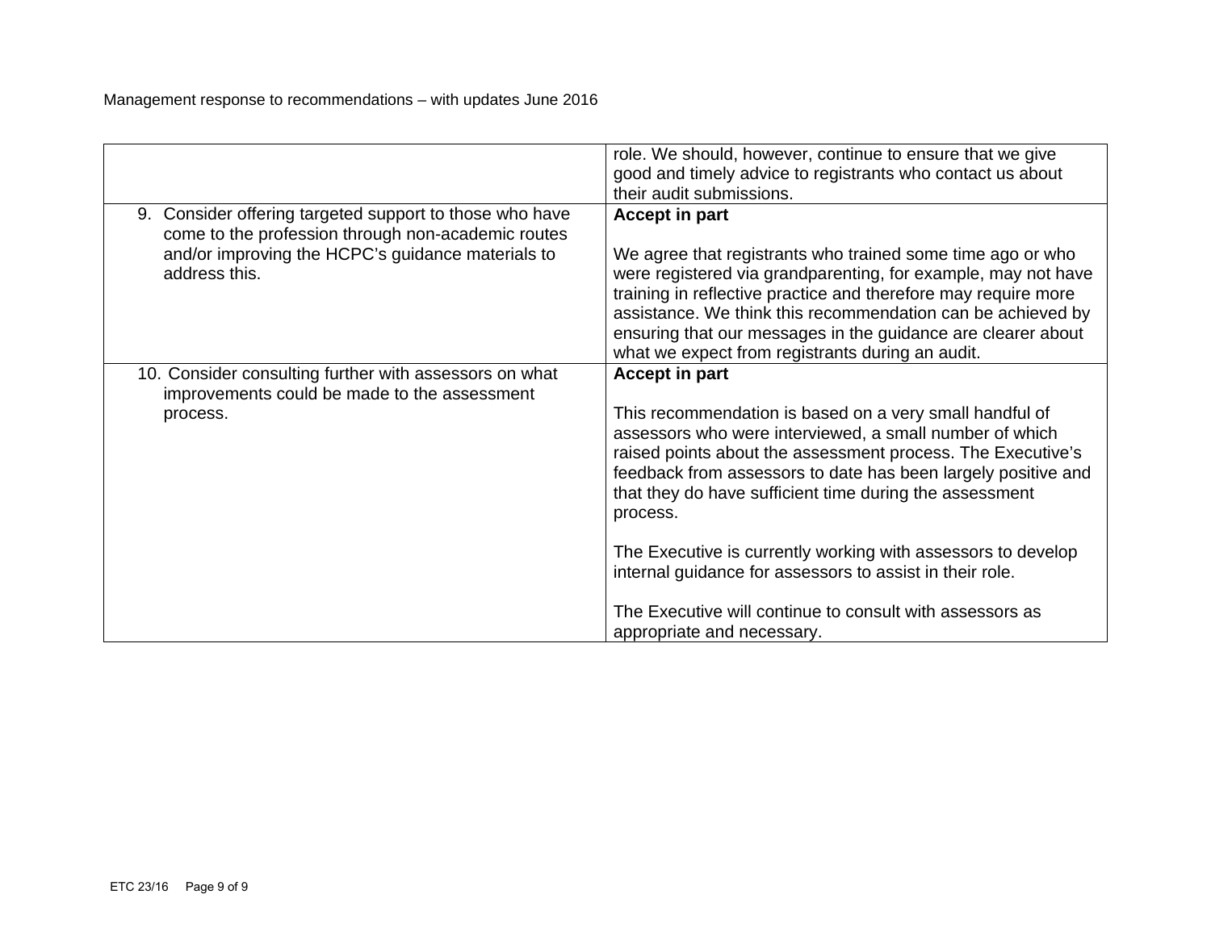| | |
|---|---|
| | role. We should, however, continue to ensure that we give good and timely advice to registrants who contact us about their audit submissions. |
| 9. Consider offering targeted support to those who have come to the profession through non-academic routes and/or improving the HCPC's guidance materials to address this. | **Accept in part**<br><br>We agree that registrants who trained some time ago or who were registered via grandparenting, for example, may not have training in reflective practice and therefore may require more assistance. We think this recommendation can be achieved by ensuring that our messages in the guidance are clearer about what we expect from registrants during an audit. |
| 10. Consider consulting further with assessors on what improvements could be made to the assessment process. | **Accept in part**<br><br>This recommendation is based on a very small handful of assessors who were interviewed, a small number of which raised points about the assessment process. The Executive's feedback from assessors to date has been largely positive and that they do have sufficient time during the assessment process.<br><br>The Executive is currently working with assessors to develop internal guidance for assessors to assist in their role.<br><br>The Executive will continue to consult with assessors as appropriate and necessary. |